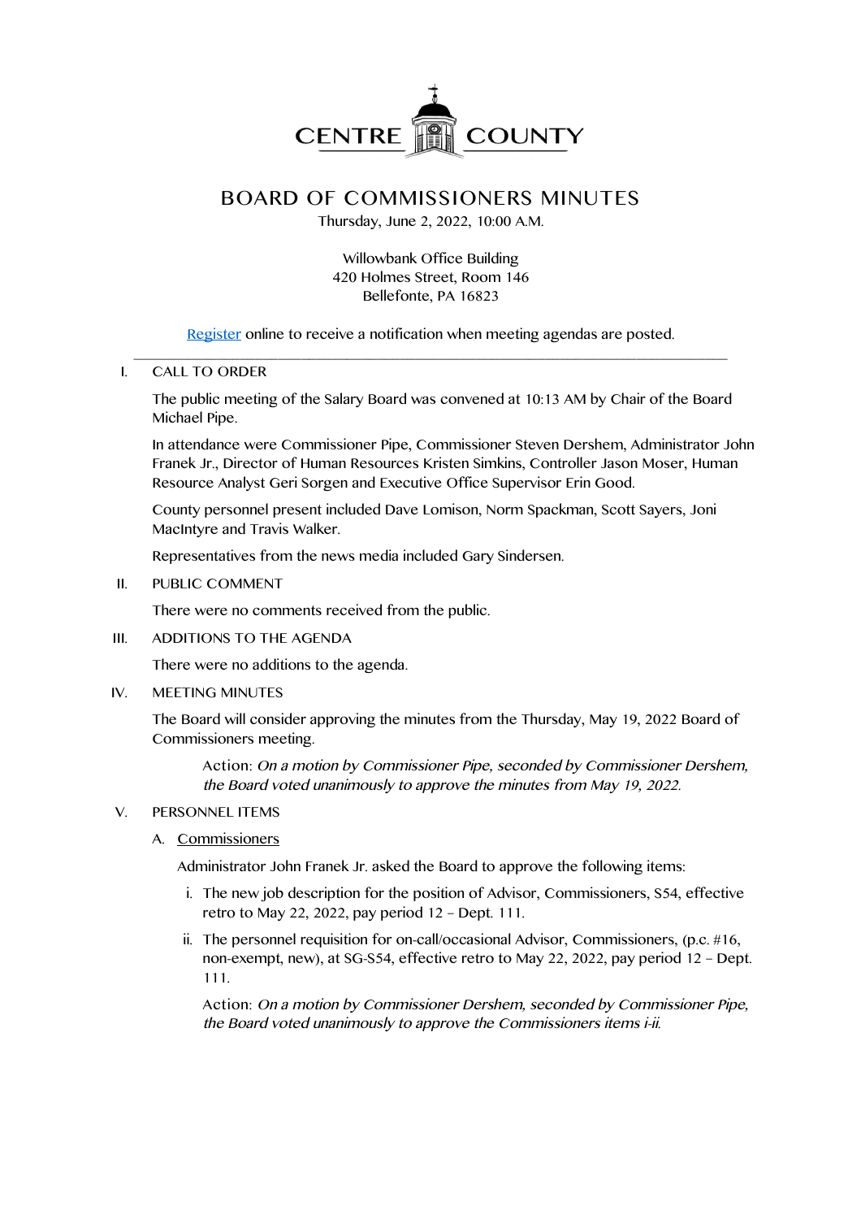CENTRE COUNTY

# BOARD OF COMMISSIONERS MINUTES

Thursday, June 2, 2022, 10:00 A.M.

Willowbank Office Building
420 Holmes Street, Room 146
Bellefonte, PA 16823

Register online to receive a notification when meeting agendas are posted.

---

I. CALL TO ORDER

The public meeting of the Salary Board was convened at 10:13 AM by Chair of the Board Michael Pipe.

In attendance were Commissioner Pipe, Commissioner Steven Dershem, Administrator John Franek Jr., Director of Human Resources Kristen Simkins, Controller Jason Moser, Human Resource Analyst Geri Sorgen and Executive Office Supervisor Erin Good.

County personnel present included Dave Lomison, Norm Spackman, Scott Sayers, Joni MacIntyre and Travis Walker.

Representatives from the news media included Gary Sindersen.

II. PUBLIC COMMENT

There were no comments received from the public.

III. ADDITIONS TO THE AGENDA

There were no additions to the agenda.

IV. MEETING MINUTES

The Board will consider approving the minutes from the Thursday, May 19, 2022 Board of Commissioners meeting.

Action: *On a motion by Commissioner Pipe, seconded by Commissioner Dershem, the Board voted unanimously to approve the minutes from May 19, 2022.*

V. PERSONNEL ITEMS

A. Commissioners

Administrator John Franek Jr. asked the Board to approve the following items:

i. The new job description for the position of Advisor, Commissioners, S54, effective retro to May 22, 2022, pay period 12 – Dept. 111.

ii. The personnel requisition for on-call/occasional Advisor, Commissioners, (p.c. #16, non-exempt, new), at SG-S54, effective retro to May 22, 2022, pay period 12 – Dept. 111.

Action: *On a motion by Commissioner Dershem, seconded by Commissioner Pipe, the Board voted unanimously to approve the Commissioners items i-ii.*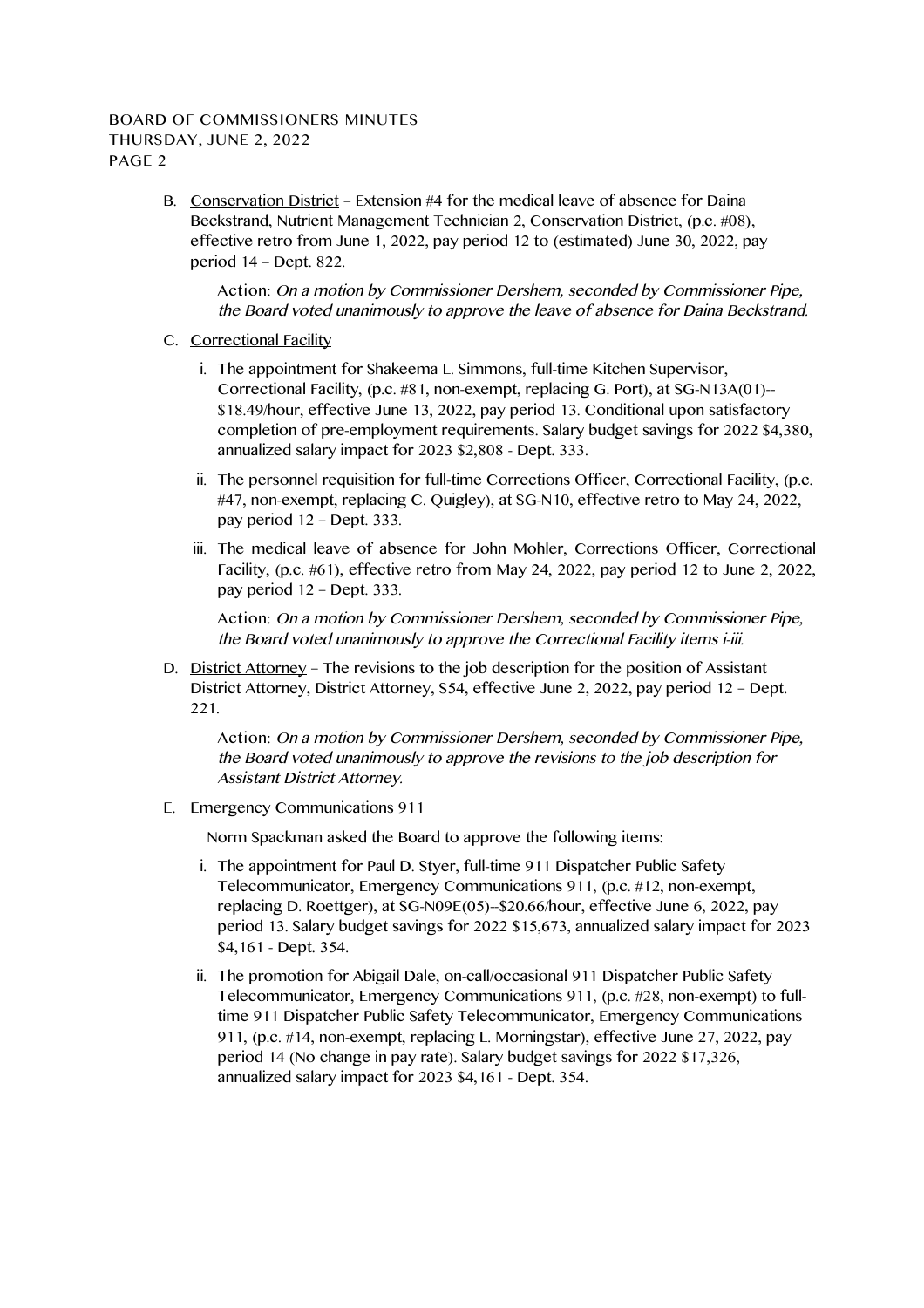B. Conservation District – Extension #4 for the medical leave of absence for Daina Beckstrand, Nutrient Management Technician 2, Conservation District, (p.c. #08), effective retro from June 1, 2022, pay period 12 to (estimated) June 30, 2022, pay period 14 – Dept. 822.

   Action: *On a motion by Commissioner Dershem, seconded by Commissioner Pipe, the Board voted unanimously to approve the leave of absence for Daina Beckstrand.*

C. Correctional Facility

   i. The appointment for Shakeema L. Simmons, full-time Kitchen Supervisor, Correctional Facility, (p.c. #81, non-exempt, replacing G. Port), at SG-N13A(01)--$18.49/hour, effective June 13, 2022, pay period 13. Conditional upon satisfactory completion of pre-employment requirements. Salary budget savings for 2022 $4,380, annualized salary impact for 2023 $2,808 - Dept. 333.

   ii. The personnel requisition for full-time Corrections Officer, Correctional Facility, (p.c. #47, non-exempt, replacing C. Quigley), at SG-N10, effective retro to May 24, 2022, pay period 12 – Dept. 333.

   iii. The medical leave of absence for John Mohler, Corrections Officer, Correctional Facility, (p.c. #61), effective retro from May 24, 2022, pay period 12 to June 2, 2022, pay period 12 – Dept. 333.

   Action: *On a motion by Commissioner Dershem, seconded by Commissioner Pipe, the Board voted unanimously to approve the Correctional Facility items i-iii.*

D. District Attorney – The revisions to the job description for the position of Assistant District Attorney, District Attorney, S54, effective June 2, 2022, pay period 12 – Dept. 221.

   Action: *On a motion by Commissioner Dershem, seconded by Commissioner Pipe, the Board voted unanimously to approve the revisions to the job description for Assistant District Attorney.*

E. Emergency Communications 911

   Norm Spackman asked the Board to approve the following items:

   i. The appointment for Paul D. Styer, full-time 911 Dispatcher Public Safety Telecommunicator, Emergency Communications 911, (p.c. #12, non-exempt, replacing D. Roettger), at SG-N09E(05)--$20.66/hour, effective June 6, 2022, pay period 13. Salary budget savings for 2022 $15,673, annualized salary impact for 2023 $4,161 - Dept. 354.

   ii. The promotion for Abigail Dale, on-call/occasional 911 Dispatcher Public Safety Telecommunicator, Emergency Communications 911, (p.c. #28, non-exempt) to full-time 911 Dispatcher Public Safety Telecommunicator, Emergency Communications 911, (p.c. #14, non-exempt, replacing L. Morningstar), effective June 27, 2022, pay period 14 (No change in pay rate). Salary budget savings for 2022 $17,326, annualized salary impact for 2023 $4,161 - Dept. 354.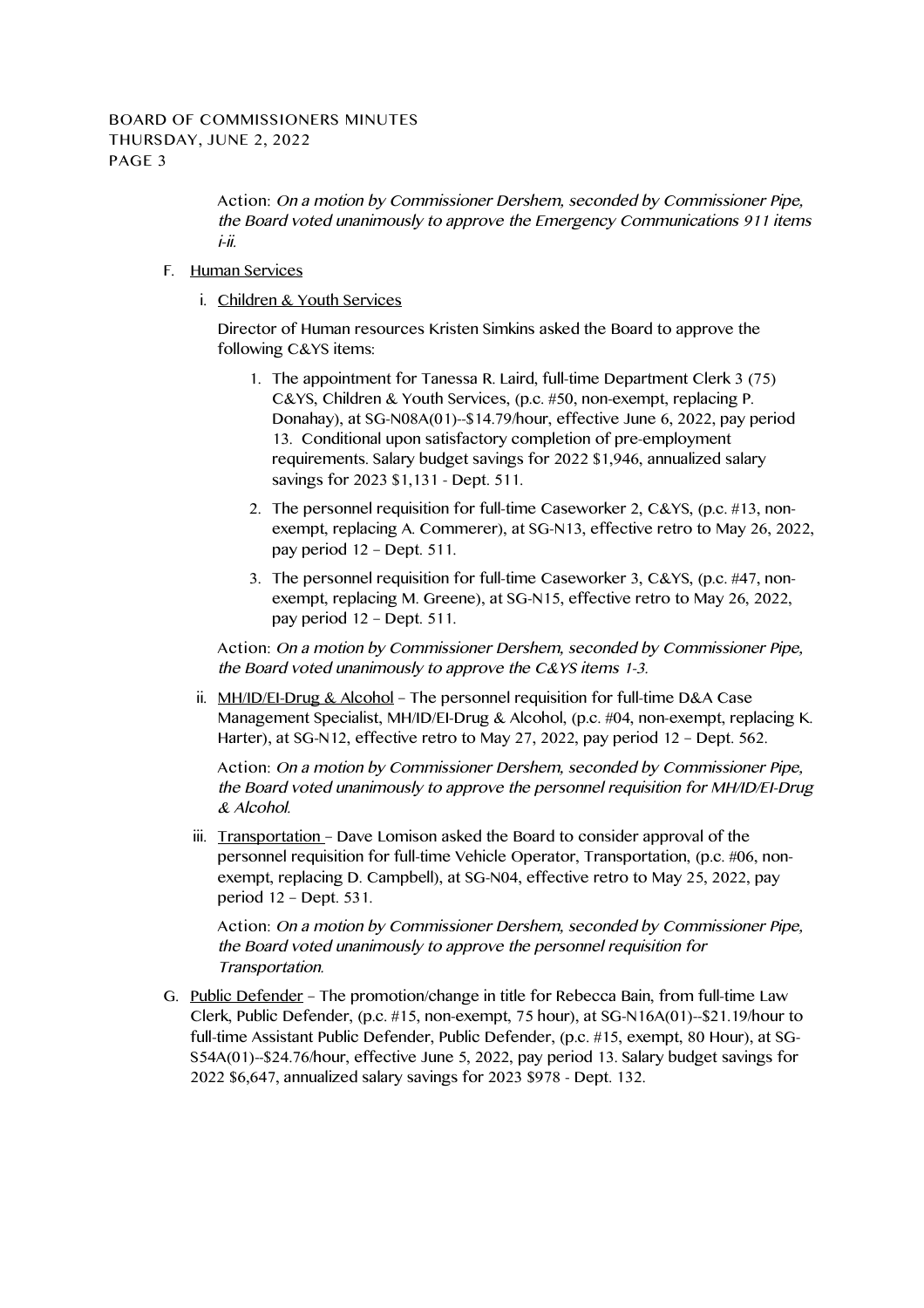Action: *On a motion by Commissioner Dershem, seconded by Commissioner Pipe, the Board voted unanimously to approve the Emergency Communications 911 items i-ii.*

F. Human Services

  i. Children & Youth Services

  Director of Human resources Kristen Simkins asked the Board to approve the following C&YS items:

  1. The appointment for Tanessa R. Laird, full-time Department Clerk 3 (75) C&YS, Children & Youth Services, (p.c. #50, non-exempt, replacing P. Donahay), at SG-N08A(01)--$14.79/hour, effective June 6, 2022, pay period 13. Conditional upon satisfactory completion of pre-employment requirements. Salary budget savings for 2022 $1,946, annualized salary savings for 2023 $1,131 - Dept. 511.
  2. The personnel requisition for full-time Caseworker 2, C&YS, (p.c. #13, non-exempt, replacing A. Commerer), at SG-N13, effective retro to May 26, 2022, pay period 12 – Dept. 511.
  3. The personnel requisition for full-time Caseworker 3, C&YS, (p.c. #47, non-exempt, replacing M. Greene), at SG-N15, effective retro to May 26, 2022, pay period 12 – Dept. 511.

  Action: *On a motion by Commissioner Dershem, seconded by Commissioner Pipe, the Board voted unanimously to approve the C&YS items 1-3.*

  ii. MH/ID/EI-Drug & Alcohol – The personnel requisition for full-time D&A Case Management Specialist, MH/ID/EI-Drug & Alcohol, (p.c. #04, non-exempt, replacing K. Harter), at SG-N12, effective retro to May 27, 2022, pay period 12 – Dept. 562.

  Action: *On a motion by Commissioner Dershem, seconded by Commissioner Pipe, the Board voted unanimously to approve the personnel requisition for MH/ID/EI-Drug & Alcohol.*

  iii. Transportation – Dave Lomison asked the Board to consider approval of the personnel requisition for full-time Vehicle Operator, Transportation, (p.c. #06, non-exempt, replacing D. Campbell), at SG-N04, effective retro to May 25, 2022, pay period 12 – Dept. 531.

  Action: *On a motion by Commissioner Dershem, seconded by Commissioner Pipe, the Board voted unanimously to approve the personnel requisition for Transportation.*

G. Public Defender – The promotion/change in title for Rebecca Bain, from full-time Law Clerk, Public Defender, (p.c. #15, non-exempt, 75 hour), at SG-N16A(01)--$21.19/hour to full-time Assistant Public Defender, Public Defender, (p.c. #15, exempt, 80 Hour), at SG-S54A(01)--$24.76/hour, effective June 5, 2022, pay period 13. Salary budget savings for 2022 $6,647, annualized salary savings for 2023 $978 - Dept. 132.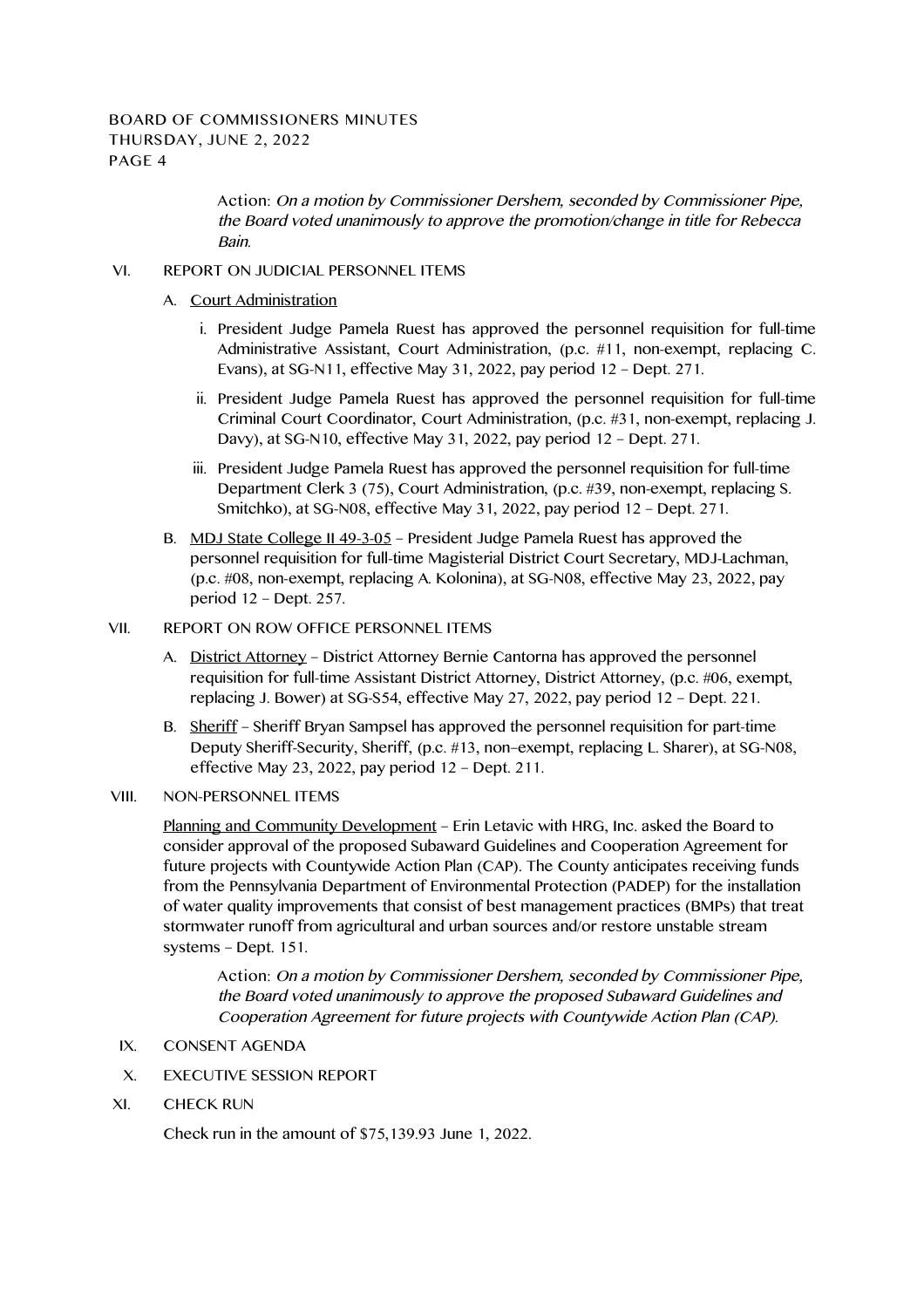Action: *On a motion by Commissioner Dershem, seconded by Commissioner Pipe, the Board voted unanimously to approve the promotion/change in title for Rebecca Bain.*

VI. REPORT ON JUDICIAL PERSONNEL ITEMS

A. Court Administration

i. President Judge Pamela Ruest has approved the personnel requisition for full-time Administrative Assistant, Court Administration, (p.c. #11, non-exempt, replacing C. Evans), at SG-N11, effective May 31, 2022, pay period 12 – Dept. 271.

ii. President Judge Pamela Ruest has approved the personnel requisition for full-time Criminal Court Coordinator, Court Administration, (p.c. #31, non-exempt, replacing J. Davy), at SG-N10, effective May 31, 2022, pay period 12 – Dept. 271.

iii. President Judge Pamela Ruest has approved the personnel requisition for full-time Department Clerk 3 (75), Court Administration, (p.c. #39, non-exempt, replacing S. Smitchko), at SG-N08, effective May 31, 2022, pay period 12 – Dept. 271.

B. MDJ State College II 49-3-05 – President Judge Pamela Ruest has approved the personnel requisition for full-time Magisterial District Court Secretary, MDJ-Lachman, (p.c. #08, non-exempt, replacing A. Kolonina), at SG-N08, effective May 23, 2022, pay period 12 – Dept. 257.

VII. REPORT ON ROW OFFICE PERSONNEL ITEMS

A. District Attorney – District Attorney Bernie Cantorna has approved the personnel requisition for full-time Assistant District Attorney, District Attorney, (p.c. #06, exempt, replacing J. Bower) at SG-S54, effective May 27, 2022, pay period 12 – Dept. 221.

B. Sheriff – Sheriff Bryan Sampsel has approved the personnel requisition for part-time Deputy Sheriff-Security, Sheriff, (p.c. #13, non–exempt, replacing L. Sharer), at SG-N08, effective May 23, 2022, pay period 12 – Dept. 211.

VIII. NON-PERSONNEL ITEMS

Planning and Community Development – Erin Letavic with HRG, Inc. asked the Board to consider approval of the proposed Subaward Guidelines and Cooperation Agreement for future projects with Countywide Action Plan (CAP). The County anticipates receiving funds from the Pennsylvania Department of Environmental Protection (PADEP) for the installation of water quality improvements that consist of best management practices (BMPs) that treat stormwater runoff from agricultural and urban sources and/or restore unstable stream systems – Dept. 151.

Action: *On a motion by Commissioner Dershem, seconded by Commissioner Pipe, the Board voted unanimously to approve the proposed Subaward Guidelines and Cooperation Agreement for future projects with Countywide Action Plan (CAP).*

IX. CONSENT AGENDA

X. EXECUTIVE SESSION REPORT

XI. CHECK RUN

Check run in the amount of $75,139.93 June 1, 2022.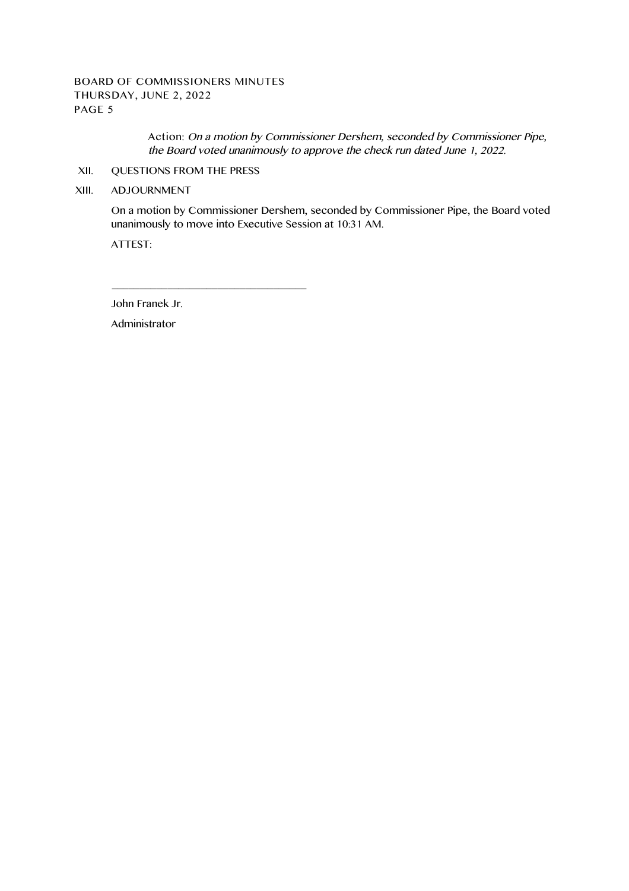Action: *On a motion by Commissioner Dershem, seconded by Commissioner Pipe, the Board voted unanimously to approve the check run dated June 1, 2022.*

XII. QUESTIONS FROM THE PRESS

XIII. ADJOURNMENT

On a motion by Commissioner Dershem, seconded by Commissioner Pipe, the Board voted unanimously to move into Executive Session at 10:31 AM.

ATTEST:

\_\_\_\_\_\_\_\_\_\_\_\_\_\_\_\_\_\_\_\_\_\_\_\_\_\_\_\_\_\_\_\_\_\_

John Franek Jr.

Administrator